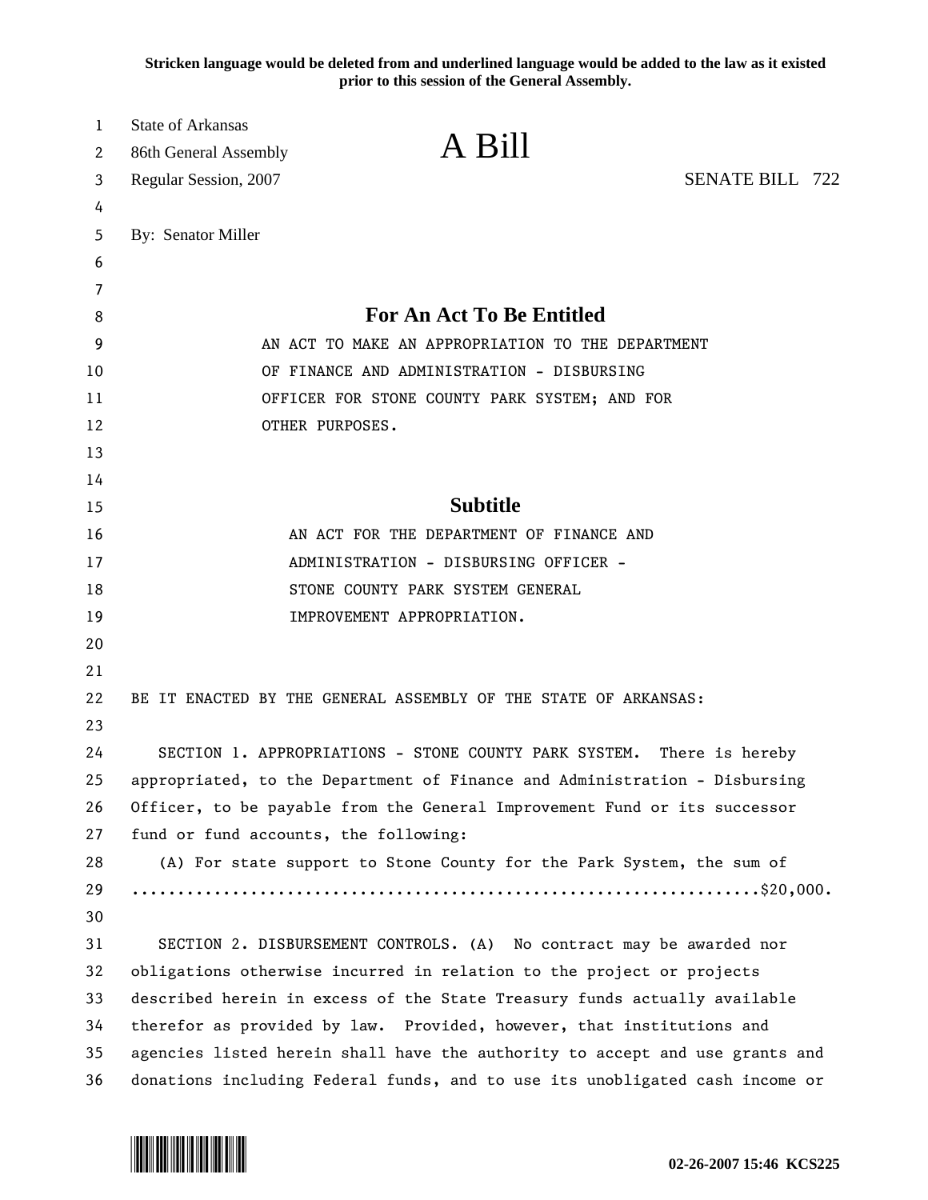Stricken language would be deleted from and underlined language would be added to the law as it existed prior to this session of the General Assembly.

State of Arkansas
86th General Assembly
Regular Session, 2007

# A Bill

SENATE BILL 722

By: Senator Miller

## For An Act To Be Entitled

AN ACT TO MAKE AN APPROPRIATION TO THE DEPARTMENT OF FINANCE AND ADMINISTRATION - DISBURSING OFFICER FOR STONE COUNTY PARK SYSTEM; AND FOR OTHER PURPOSES.

## Subtitle

AN ACT FOR THE DEPARTMENT OF FINANCE AND ADMINISTRATION - DISBURSING OFFICER - STONE COUNTY PARK SYSTEM GENERAL IMPROVEMENT APPROPRIATION.

BE IT ENACTED BY THE GENERAL ASSEMBLY OF THE STATE OF ARKANSAS:

SECTION 1. APPROPRIATIONS - STONE COUNTY PARK SYSTEM. There is hereby appropriated, to the Department of Finance and Administration - Disbursing Officer, to be payable from the General Improvement Fund or its successor fund or fund accounts, the following:

(A) For state support to Stone County for the Park System, the sum of ..................................................................$20,000.

SECTION 2. DISBURSEMENT CONTROLS. (A) No contract may be awarded nor obligations otherwise incurred in relation to the project or projects described herein in excess of the State Treasury funds actually available therefor as provided by law. Provided, however, that institutions and agencies listed herein shall have the authority to accept and use grants and donations including Federal funds, and to use its unobligated cash income or

02-26-2007 15:46 KCS225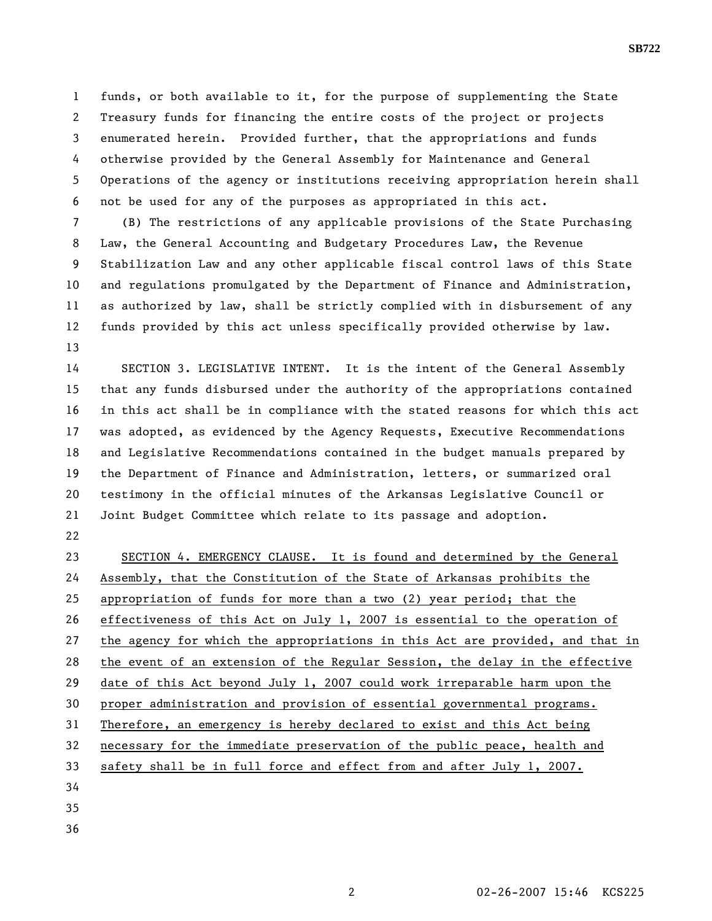funds, or both available to it, for the purpose of supplementing the State Treasury funds for financing the entire costs of the project or projects enumerated herein. Provided further, that the appropriations and funds otherwise provided by the General Assembly for Maintenance and General Operations of the agency or institutions receiving appropriation herein shall not be used for any of the purposes as appropriated in this act.

(B) The restrictions of any applicable provisions of the State Purchasing Law, the General Accounting and Budgetary Procedures Law, the Revenue Stabilization Law and any other applicable fiscal control laws of this State and regulations promulgated by the Department of Finance and Administration, as authorized by law, shall be strictly complied with in disbursement of any funds provided by this act unless specifically provided otherwise by law.

SECTION 3. LEGISLATIVE INTENT. It is the intent of the General Assembly that any funds disbursed under the authority of the appropriations contained in this act shall be in compliance with the stated reasons for which this act was adopted, as evidenced by the Agency Requests, Executive Recommendations and Legislative Recommendations contained in the budget manuals prepared by the Department of Finance and Administration, letters, or summarized oral testimony in the official minutes of the Arkansas Legislative Council or Joint Budget Committee which relate to its passage and adoption.

SECTION 4. EMERGENCY CLAUSE. It is found and determined by the General Assembly, that the Constitution of the State of Arkansas prohibits the appropriation of funds for more than a two (2) year period; that the effectiveness of this Act on July 1, 2007 is essential to the operation of the agency for which the appropriations in this Act are provided, and that in the event of an extension of the Regular Session, the delay in the effective date of this Act beyond July 1, 2007 could work irreparable harm upon the proper administration and provision of essential governmental programs. Therefore, an emergency is hereby declared to exist and this Act being necessary for the immediate preservation of the public peace, health and safety shall be in full force and effect from and after July 1, 2007.